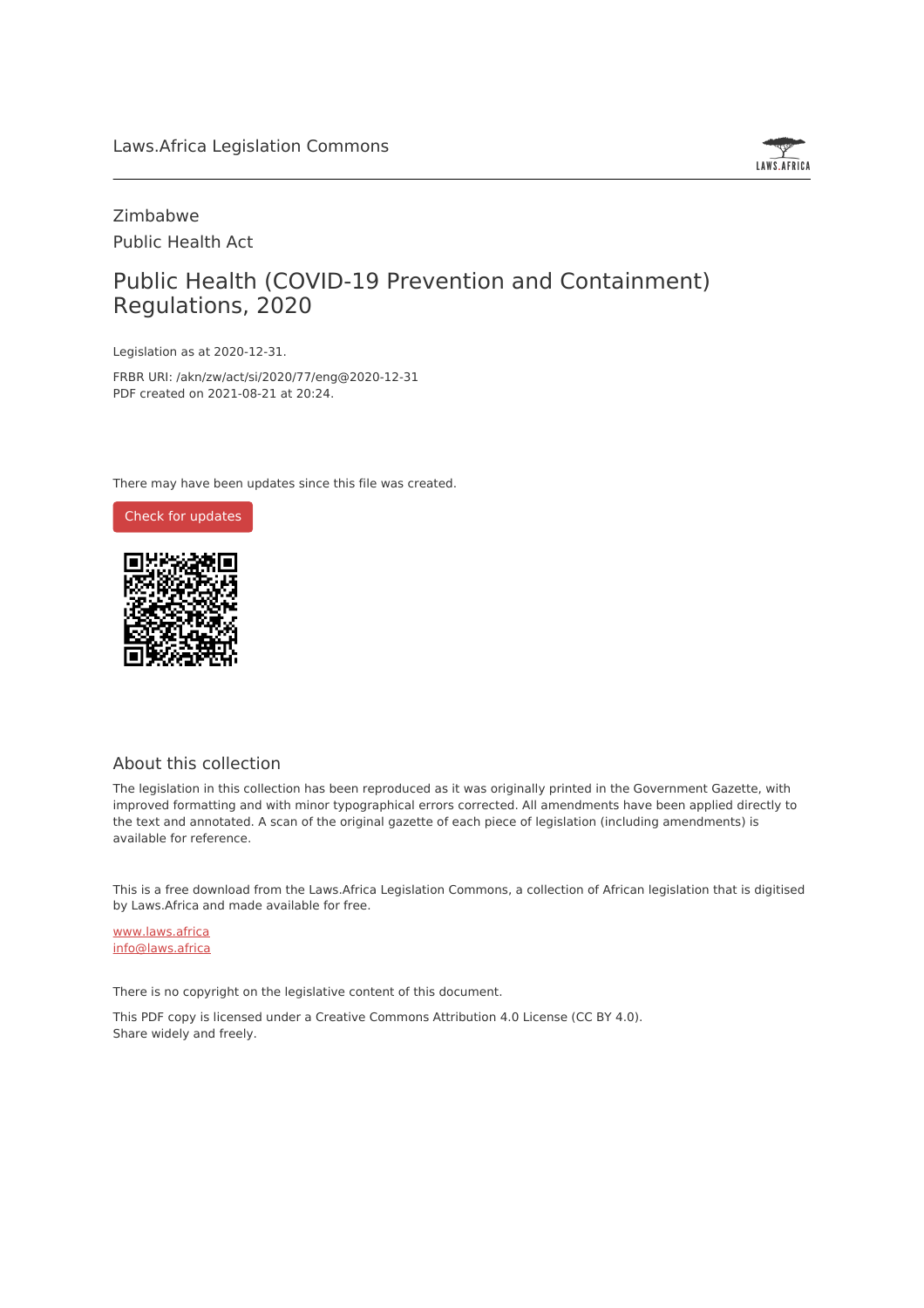Laws.Africa Legislation Commons

Zimbabwe

Public Health Act

# Public Health (COVID-19 Prevention and Containment) Regulations, 2020

Legislation as at 2020-12-31.

FRBR URI: /akn/zw/act/si/2020/77/eng@2020-12-31

PDF created on 2021-08-21 at 20:24.

There may have been updates since this file was created.

Check for updates

## About this collection

The legislation in this collection has been reproduced as it was originally printed in the Government Gazette, with improved formatting and with minor typographical errors corrected. All amendments have been applied directly to the text and annotated. A scan of the original gazette of each piece of legislation (including amendments) is available for reference.

This is a free download from the Laws.Africa Legislation Commons, a collection of African legislation that is digitised by Laws.Africa and made available for free.

www.laws.africa

info@laws.africa

There is no copyright on the legislative content of this document.

This PDF copy is licensed under a Creative Commons Attribution 4.0 License (CC BY 4.0).
Share widely and freely.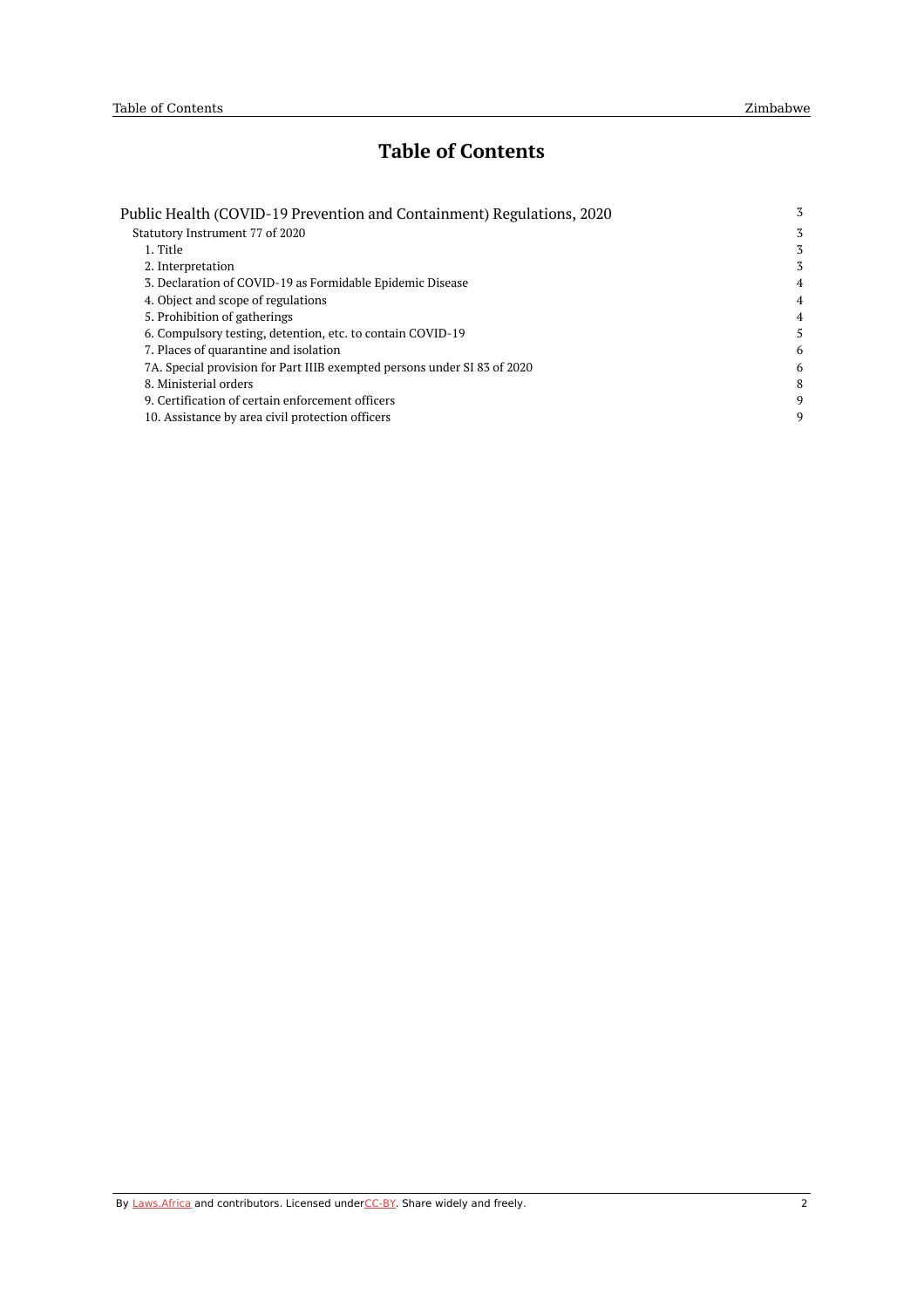# Table of Contents

| | |
|---|---|
| Public Health (COVID-19 Prevention and Containment) Regulations, 2020 | 3 |
| Statutory Instrument 77 of 2020 | 3 |
| 1. Title | 3 |
| 2. Interpretation | 3 |
| 3. Declaration of COVID-19 as Formidable Epidemic Disease | 4 |
| 4. Object and scope of regulations | 4 |
| 5. Prohibition of gatherings | 4 |
| 6. Compulsory testing, detention, etc. to contain COVID-19 | 5 |
| 7. Places of quarantine and isolation | 6 |
| 7A. Special provision for Part IIIB exempted persons under SI 83 of 2020 | 6 |
| 8. Ministerial orders | 8 |
| 9. Certification of certain enforcement officers | 9 |
| 10. Assistance by area civil protection officers | 9 |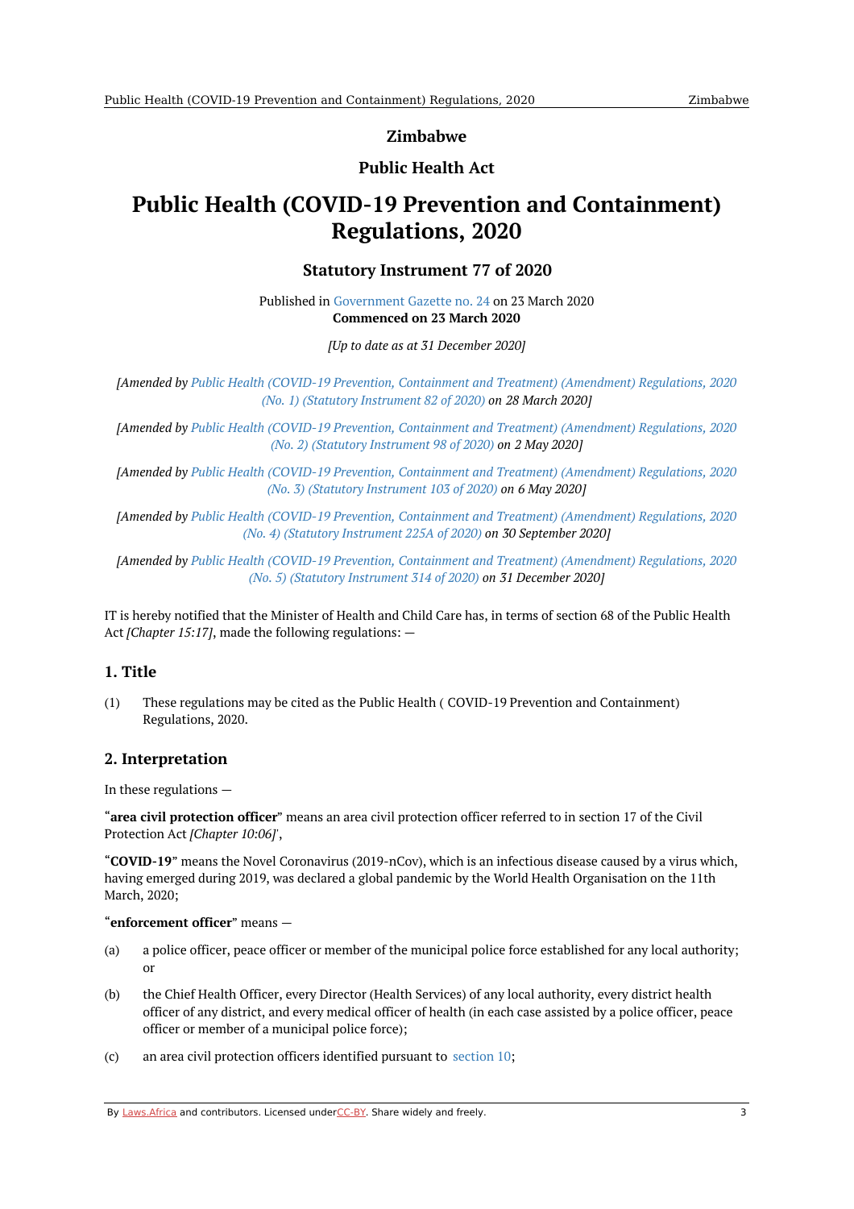# Zimbabwe

## Public Health Act

# Public Health (COVID-19 Prevention and Containment) Regulations, 2020

## Statutory Instrument 77 of 2020

Published in Government Gazette no. 24 on 23 March 2020
**Commenced on 23 March 2020**

*[Up to date as at 31 December 2020]*

*[Amended by Public Health (COVID-19 Prevention, Containment and Treatment) (Amendment) Regulations, 2020 (No. 1) (Statutory Instrument 82 of 2020) on 28 March 2020]*

*[Amended by Public Health (COVID-19 Prevention, Containment and Treatment) (Amendment) Regulations, 2020 (No. 2) (Statutory Instrument 98 of 2020) on 2 May 2020]*

*[Amended by Public Health (COVID-19 Prevention, Containment and Treatment) (Amendment) Regulations, 2020 (No. 3) (Statutory Instrument 103 of 2020) on 6 May 2020]*

*[Amended by Public Health (COVID-19 Prevention, Containment and Treatment) (Amendment) Regulations, 2020 (No. 4) (Statutory Instrument 225A of 2020) on 30 September 2020]*

*[Amended by Public Health (COVID-19 Prevention, Containment and Treatment) (Amendment) Regulations, 2020 (No. 5) (Statutory Instrument 314 of 2020) on 31 December 2020]*

IT is hereby notified that the Minister of Health and Child Care has, in terms of section 68 of the Public Health Act *[Chapter 15:17]*, made the following regulations: —

### 1. Title

(1) These regulations may be cited as the Public Health ( COVID-19 Prevention and Containment) Regulations, 2020.

### 2. Interpretation

In these regulations —

"**area civil protection officer**" means an area civil protection officer referred to in section 17 of the Civil Protection Act *[Chapter 10:06]*',

"**COVID-19**" means the Novel Coronavirus (2019-nCov), which is an infectious disease caused by a virus which, having emerged during 2019, was declared a global pandemic by the World Health Organisation on the 11th March, 2020;

"**enforcement officer**" means —

(a) a police officer, peace officer or member of the municipal police force established for any local authority; or

(b) the Chief Health Officer, every Director (Health Services) of any local authority, every district health officer of any district, and every medical officer of health (in each case assisted by a police officer, peace officer or member of a municipal police force);

(c) an area civil protection officers identified pursuant to section 10;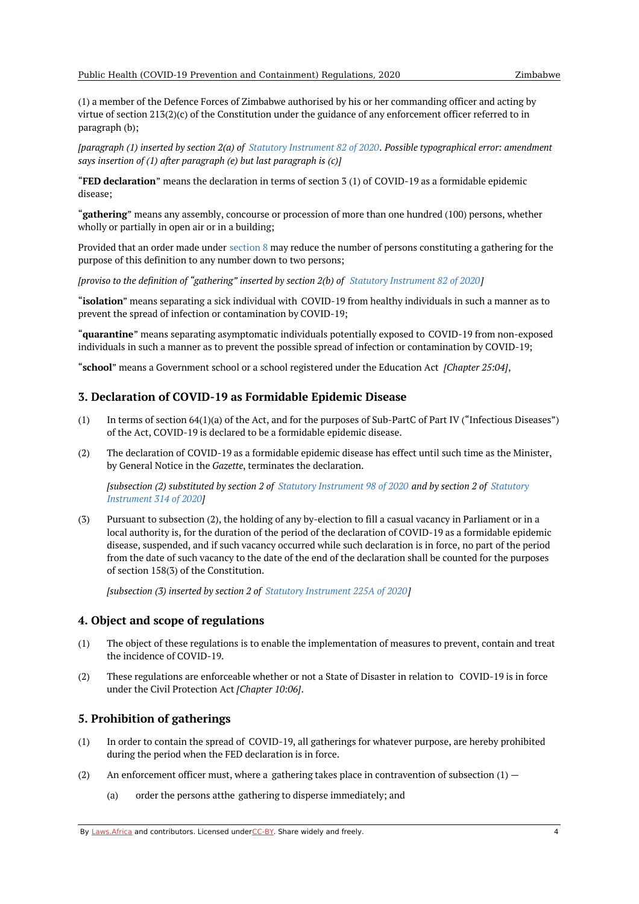(1) a member of the Defence Forces of Zimbabwe authorised by his or her commanding officer and acting by virtue of section 213(2)(c) of the Constitution under the guidance of any enforcement officer referred to in paragraph (b);

*[paragraph (1) inserted by section 2(a) of Statutory Instrument 82 of 2020. Possible typographical error: amendment says insertion of (1) after paragraph (e) but last paragraph is (c)]*

"**FED declaration**" means the declaration in terms of section 3 (1) of COVID-19 as a formidable epidemic disease;

"**gathering**" means any assembly, concourse or procession of more than one hundred (100) persons, whether wholly or partially in open air or in a building;

Provided that an order made under section 8 may reduce the number of persons constituting a gathering for the purpose of this definition to any number down to two persons;

*[proviso to the definition of "gathering" inserted by section 2(b) of Statutory Instrument 82 of 2020]*

"**isolation**" means separating a sick individual with COVID-19 from healthy individuals in such a manner as to prevent the spread of infection or contamination by COVID-19;

"**quarantine**" means separating asymptomatic individuals potentially exposed to COVID-19 from non-exposed individuals in such a manner as to prevent the possible spread of infection or contamination by COVID-19;

"**school**" means a Government school or a school registered under the Education Act *[Chapter 25:04]*,

## 3. Declaration of COVID-19 as Formidable Epidemic Disease

(1) In terms of section 64(1)(a) of the Act, and for the purposes of Sub-PartC of Part IV ("Infectious Diseases") of the Act, COVID-19 is declared to be a formidable epidemic disease.

(2) The declaration of COVID-19 as a formidable epidemic disease has effect until such time as the Minister, by General Notice in the *Gazette*, terminates the declaration.

*[subsection (2) substituted by section 2 of Statutory Instrument 98 of 2020 and by section 2 of Statutory Instrument 314 of 2020]*

(3) Pursuant to subsection (2), the holding of any by-election to fill a casual vacancy in Parliament or in a local authority is, for the duration of the period of the declaration of COVID-19 as a formidable epidemic disease, suspended, and if such vacancy occurred while such declaration is in force, no part of the period from the date of such vacancy to the date of the end of the declaration shall be counted for the purposes of section 158(3) of the Constitution.

*[subsection (3) inserted by section 2 of Statutory Instrument 225A of 2020]*

## 4. Object and scope of regulations

(1) The object of these regulations is to enable the implementation of measures to prevent, contain and treat the incidence of COVID-19.

(2) These regulations are enforceable whether or not a State of Disaster in relation to COVID-19 is in force under the Civil Protection Act *[Chapter 10:06]*.

## 5. Prohibition of gatherings

(1) In order to contain the spread of COVID-19, all gatherings for whatever purpose, are hereby prohibited during the period when the FED declaration is in force.

(2) An enforcement officer must, where a gathering takes place in contravention of subsection (1) —

(a) order the persons atthe gathering to disperse immediately; and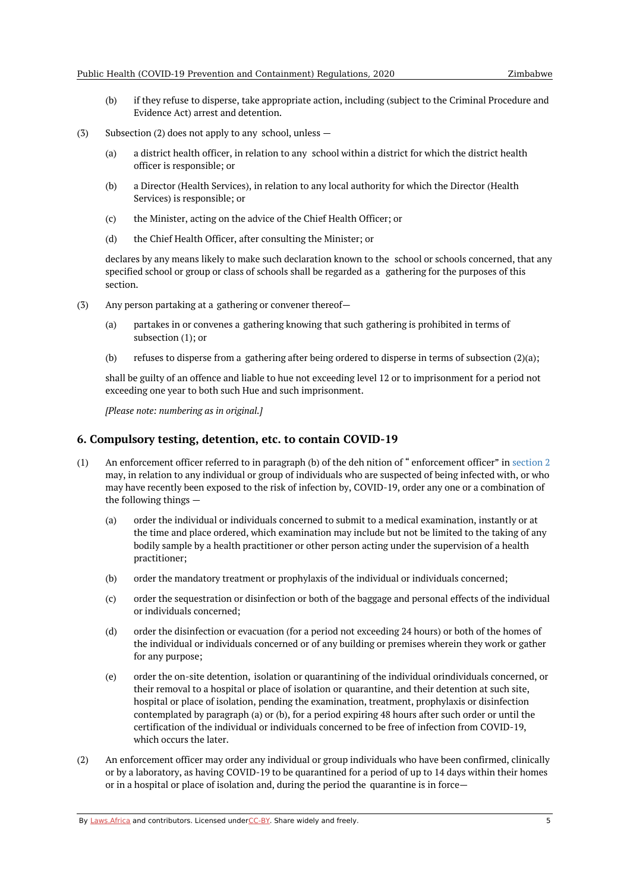(b) if they refuse to disperse, take appropriate action, including (subject to the Criminal Procedure and Evidence Act) arrest and detention.

(3) Subsection (2) does not apply to any school, unless —

(a) a district health officer, in relation to any school within a district for which the district health officer is responsible; or

(b) a Director (Health Services), in relation to any local authority for which the Director (Health Services) is responsible; or

(c) the Minister, acting on the advice of the Chief Health Officer; or

(d) the Chief Health Officer, after consulting the Minister; or

declares by any means likely to make such declaration known to the school or schools concerned, that any specified school or group or class of schools shall be regarded as a gathering for the purposes of this section.

(3) Any person partaking at a gathering or convener thereof—

(a) partakes in or convenes a gathering knowing that such gathering is prohibited in terms of subsection (1); or

(b) refuses to disperse from a gathering after being ordered to disperse in terms of subsection (2)(a);

shall be guilty of an offence and liable to hue not exceeding level 12 or to imprisonment for a period not exceeding one year to both such Hue and such imprisonment.

*[Please note: numbering as in original.]*

## 6. Compulsory testing, detention, etc. to contain COVID-19

(1) An enforcement officer referred to in paragraph (b) of the deh nition of " enforcement officer" in section 2 may, in relation to any individual or group of individuals who are suspected of being infected with, or who may have recently been exposed to the risk of infection by, COVID-19, order any one or a combination of the following things —

(a) order the individual or individuals concerned to submit to a medical examination, instantly or at the time and place ordered, which examination may include but not be limited to the taking of any bodily sample by a health practitioner or other person acting under the supervision of a health practitioner;

(b) order the mandatory treatment or prophylaxis of the individual or individuals concerned;

(c) order the sequestration or disinfection or both of the baggage and personal effects of the individual or individuals concerned;

(d) order the disinfection or evacuation (for a period not exceeding 24 hours) or both of the homes of the individual or individuals concerned or of any building or premises wherein they work or gather for any purpose;

(e) order the on-site detention, isolation or quarantining of the individual orindividuals concerned, or their removal to a hospital or place of isolation or quarantine, and their detention at such site, hospital or place of isolation, pending the examination, treatment, prophylaxis or disinfection contemplated by paragraph (a) or (b), for a period expiring 48 hours after such order or until the certification of the individual or individuals concerned to be free of infection from COVID-19, which occurs the later.

(2) An enforcement officer may order any individual or group individuals who have been confirmed, clinically or by a laboratory, as having COVID-19 to be quarantined for a period of up to 14 days within their homes or in a hospital or place of isolation and, during the period the quarantine is in force—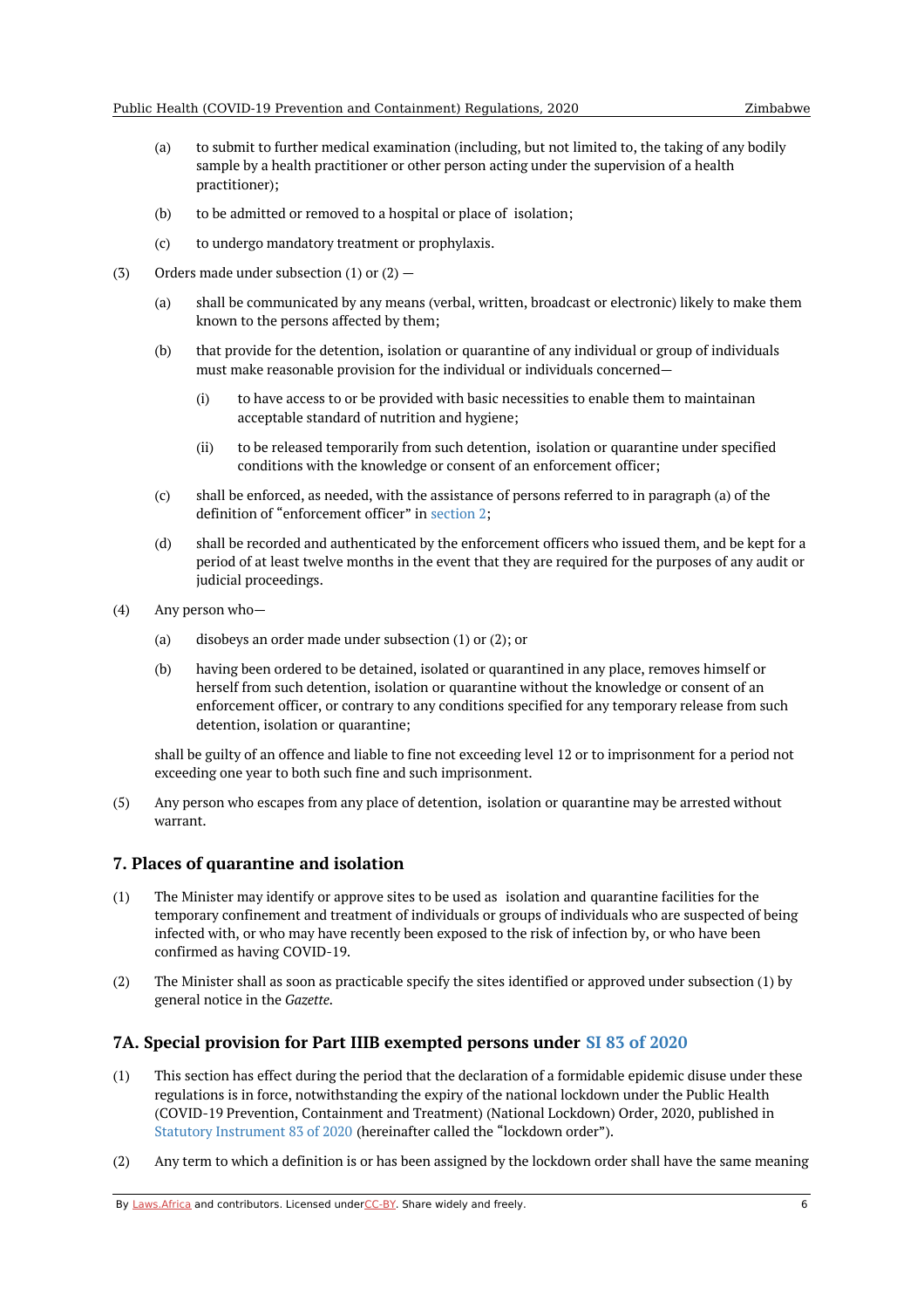(a) to submit to further medical examination (including, but not limited to, the taking of any bodily sample by a health practitioner or other person acting under the supervision of a health practitioner);

(b) to be admitted or removed to a hospital or place of isolation;

(c) to undergo mandatory treatment or prophylaxis.

(3) Orders made under subsection (1) or (2) —

(a) shall be communicated by any means (verbal, written, broadcast or electronic) likely to make them known to the persons affected by them;

(b) that provide for the detention, isolation or quarantine of any individual or group of individuals must make reasonable provision for the individual or individuals concerned—

(i) to have access to or be provided with basic necessities to enable them to maintainan acceptable standard of nutrition and hygiene;

(ii) to be released temporarily from such detention, isolation or quarantine under specified conditions with the knowledge or consent of an enforcement officer;

(c) shall be enforced, as needed, with the assistance of persons referred to in paragraph (a) of the definition of "enforcement officer" in section 2;

(d) shall be recorded and authenticated by the enforcement officers who issued them, and be kept for a period of at least twelve months in the event that they are required for the purposes of any audit or judicial proceedings.

(4) Any person who—

(a) disobeys an order made under subsection (1) or (2); or

(b) having been ordered to be detained, isolated or quarantined in any place, removes himself or herself from such detention, isolation or quarantine without the knowledge or consent of an enforcement officer, or contrary to any conditions specified for any temporary release from such detention, isolation or quarantine;

shall be guilty of an offence and liable to fine not exceeding level 12 or to imprisonment for a period not exceeding one year to both such fine and such imprisonment.

(5) Any person who escapes from any place of detention, isolation or quarantine may be arrested without warrant.

## 7. Places of quarantine and isolation

(1) The Minister may identify or approve sites to be used as isolation and quarantine facilities for the temporary confinement and treatment of individuals or groups of individuals who are suspected of being infected with, or who may have recently been exposed to the risk of infection by, or who have been confirmed as having COVID-19.

(2) The Minister shall as soon as practicable specify the sites identified or approved under subsection (1) by general notice in the *Gazette*.

## 7A. Special provision for Part IIIB exempted persons under SI 83 of 2020

(1) This section has effect during the period that the declaration of a formidable epidemic disuse under these regulations is in force, notwithstanding the expiry of the national lockdown under the Public Health (COVID-19 Prevention, Containment and Treatment) (National Lockdown) Order, 2020, published in Statutory Instrument 83 of 2020 (hereinafter called the "lockdown order").

(2) Any term to which a definition is or has been assigned by the lockdown order shall have the same meaning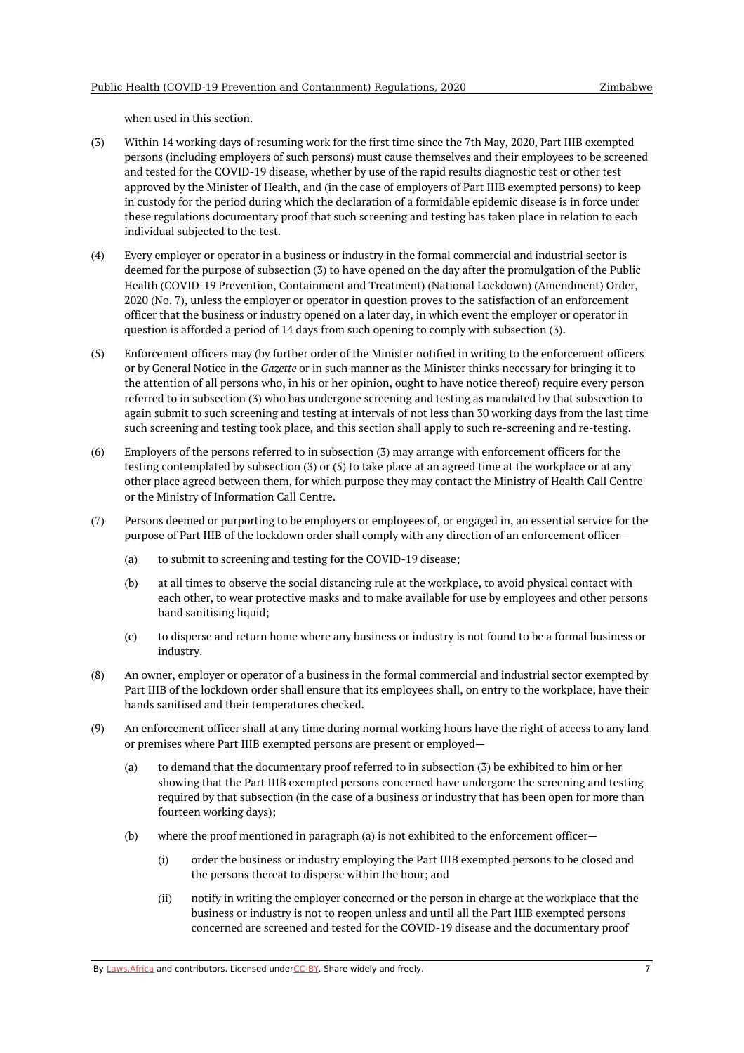when used in this section.

(3) Within 14 working days of resuming work for the first time since the 7th May, 2020, Part IIIB exempted persons (including employers of such persons) must cause themselves and their employees to be screened and tested for the COVID-19 disease, whether by use of the rapid results diagnostic test or other test approved by the Minister of Health, and (in the case of employers of Part IIIB exempted persons) to keep in custody for the period during which the declaration of a formidable epidemic disease is in force under these regulations documentary proof that such screening and testing has taken place in relation to each individual subjected to the test.

(4) Every employer or operator in a business or industry in the formal commercial and industrial sector is deemed for the purpose of subsection (3) to have opened on the day after the promulgation of the Public Health (COVID-19 Prevention, Containment and Treatment) (National Lockdown) (Amendment) Order, 2020 (No. 7), unless the employer or operator in question proves to the satisfaction of an enforcement officer that the business or industry opened on a later day, in which event the employer or operator in question is afforded a period of 14 days from such opening to comply with subsection (3).

(5) Enforcement officers may (by further order of the Minister notified in writing to the enforcement officers or by General Notice in the *Gazette* or in such manner as the Minister thinks necessary for bringing it to the attention of all persons who, in his or her opinion, ought to have notice thereof) require every person referred to in subsection (3) who has undergone screening and testing as mandated by that subsection to again submit to such screening and testing at intervals of not less than 30 working days from the last time such screening and testing took place, and this section shall apply to such re-screening and re-testing.

(6) Employers of the persons referred to in subsection (3) may arrange with enforcement officers for the testing contemplated by subsection (3) or (5) to take place at an agreed time at the workplace or at any other place agreed between them, for which purpose they may contact the Ministry of Health Call Centre or the Ministry of Information Call Centre.

(7) Persons deemed or purporting to be employers or employees of, or engaged in, an essential service for the purpose of Part IIIB of the lockdown order shall comply with any direction of an enforcement officer—

(a) to submit to screening and testing for the COVID-19 disease;

(b) at all times to observe the social distancing rule at the workplace, to avoid physical contact with each other, to wear protective masks and to make available for use by employees and other persons hand sanitising liquid;

(c) to disperse and return home where any business or industry is not found to be a formal business or industry.

(8) An owner, employer or operator of a business in the formal commercial and industrial sector exempted by Part IIIB of the lockdown order shall ensure that its employees shall, on entry to the workplace, have their hands sanitised and their temperatures checked.

(9) An enforcement officer shall at any time during normal working hours have the right of access to any land or premises where Part IIIB exempted persons are present or employed—

(a) to demand that the documentary proof referred to in subsection (3) be exhibited to him or her showing that the Part IIIB exempted persons concerned have undergone the screening and testing required by that subsection (in the case of a business or industry that has been open for more than fourteen working days);

(b) where the proof mentioned in paragraph (a) is not exhibited to the enforcement officer—

(i) order the business or industry employing the Part IIIB exempted persons to be closed and the persons thereat to disperse within the hour; and

(ii) notify in writing the employer concerned or the person in charge at the workplace that the business or industry is not to reopen unless and until all the Part IIIB exempted persons concerned are screened and tested for the COVID-19 disease and the documentary proof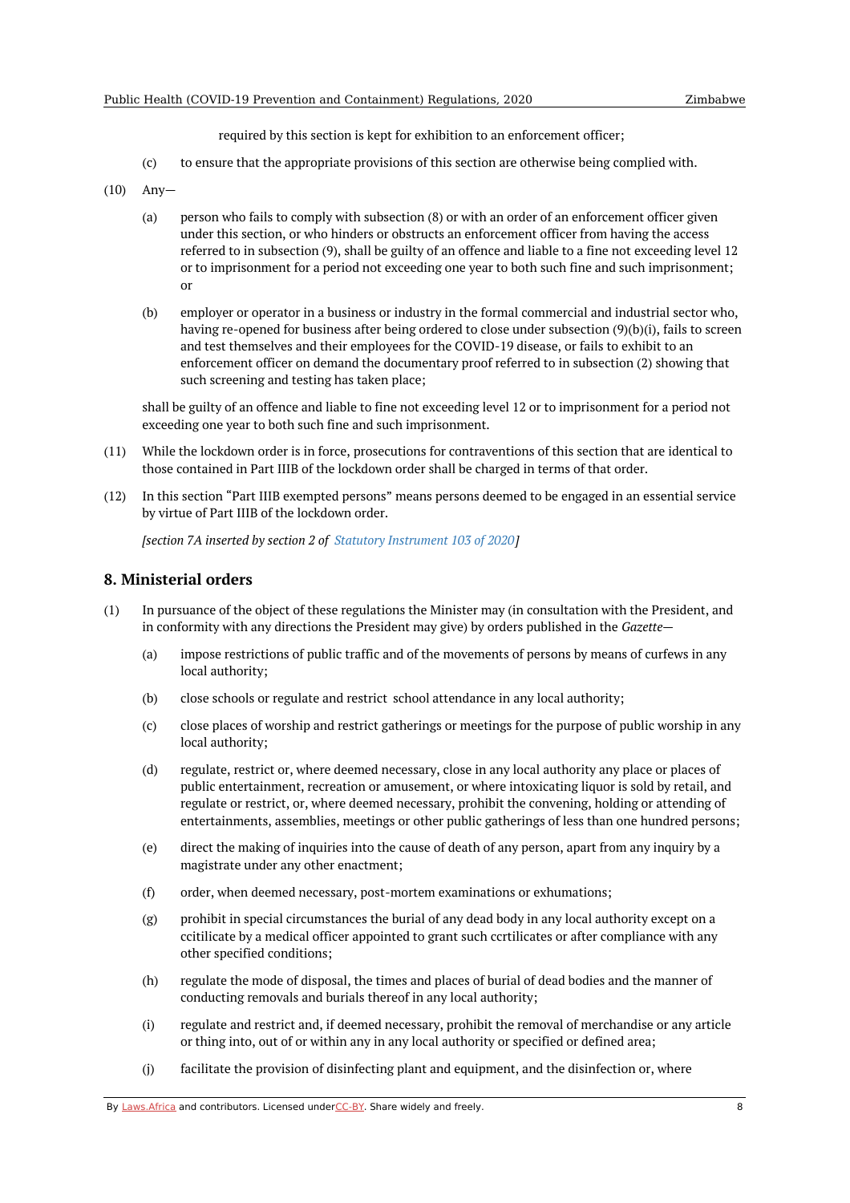required by this section is kept for exhibition to an enforcement officer;

(c) to ensure that the appropriate provisions of this section are otherwise being complied with.

(10) Any—

(a) person who fails to comply with subsection (8) or with an order of an enforcement officer given under this section, or who hinders or obstructs an enforcement officer from having the access referred to in subsection (9), shall be guilty of an offence and liable to a fine not exceeding level 12 or to imprisonment for a period not exceeding one year to both such fine and such imprisonment; or

(b) employer or operator in a business or industry in the formal commercial and industrial sector who, having re-opened for business after being ordered to close under subsection (9)(b)(i), fails to screen and test themselves and their employees for the COVID-19 disease, or fails to exhibit to an enforcement officer on demand the documentary proof referred to in subsection (2) showing that such screening and testing has taken place;

shall be guilty of an offence and liable to fine not exceeding level 12 or to imprisonment for a period not exceeding one year to both such fine and such imprisonment.

(11) While the lockdown order is in force, prosecutions for contraventions of this section that are identical to those contained in Part IIIB of the lockdown order shall be charged in terms of that order.

(12) In this section "Part IIIB exempted persons" means persons deemed to be engaged in an essential service by virtue of Part IIIB of the lockdown order.

*[section 7A inserted by section 2 of Statutory Instrument 103 of 2020]*

## 8. Ministerial orders

(1) In pursuance of the object of these regulations the Minister may (in consultation with the President, and in conformity with any directions the President may give) by orders published in the *Gazette*—

(a) impose restrictions of public traffic and of the movements of persons by means of curfews in any local authority;

(b) close schools or regulate and restrict school attendance in any local authority;

(c) close places of worship and restrict gatherings or meetings for the purpose of public worship in any local authority;

(d) regulate, restrict or, where deemed necessary, close in any local authority any place or places of public entertainment, recreation or amusement, or where intoxicating liquor is sold by retail, and regulate or restrict, or, where deemed necessary, prohibit the convening, holding or attending of entertainments, assemblies, meetings or other public gatherings of less than one hundred persons;

(e) direct the making of inquiries into the cause of death of any person, apart from any inquiry by a magistrate under any other enactment;

(f) order, when deemed necessary, post-mortem examinations or exhumations;

(g) prohibit in special circumstances the burial of any dead body in any local authority except on a ccitilicate by a medical officer appointed to grant such ccrtilicates or after compliance with any other specified conditions;

(h) regulate the mode of disposal, the times and places of burial of dead bodies and the manner of conducting removals and burials thereof in any local authority;

(i) regulate and restrict and, if deemed necessary, prohibit the removal of merchandise or any article or thing into, out of or within any in any local authority or specified or defined area;

(j) facilitate the provision of disinfecting plant and equipment, and the disinfection or, where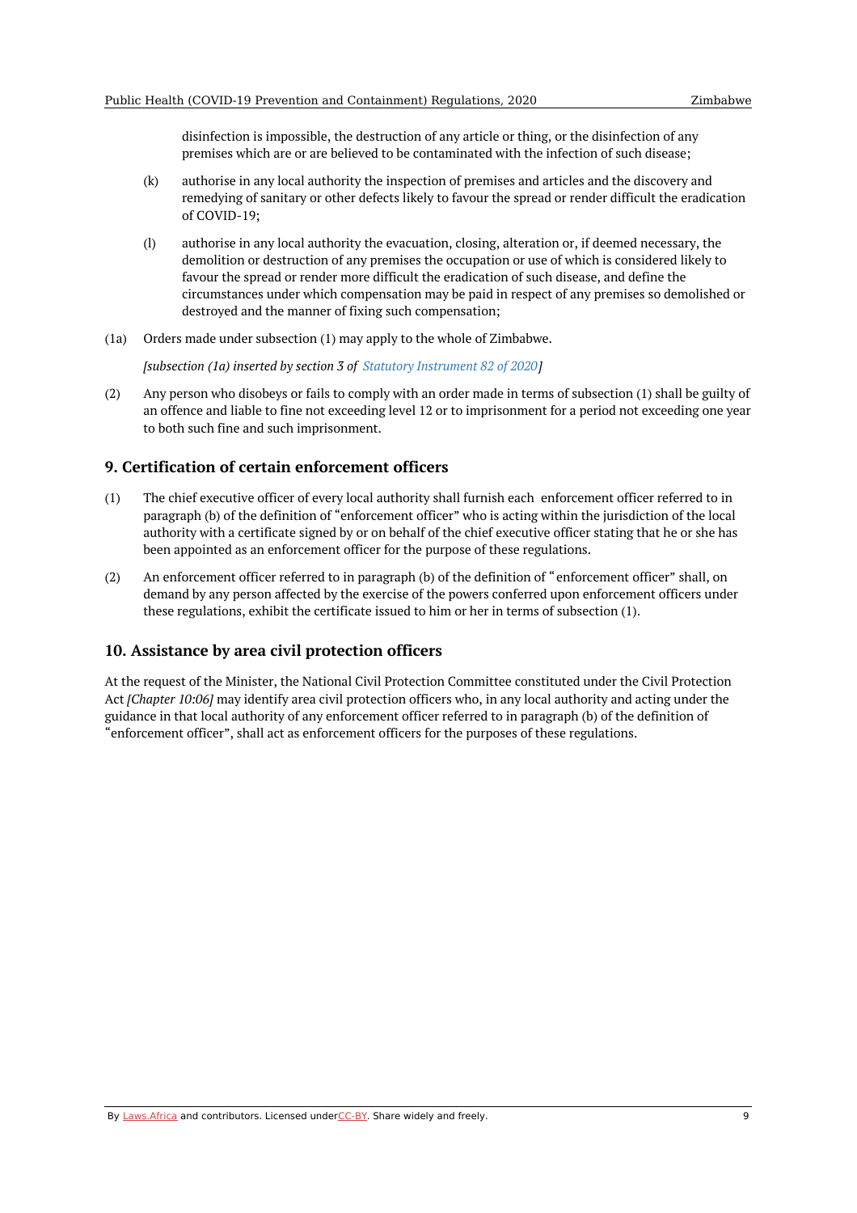disinfection is impossible, the destruction of any article or thing, or the disinfection of any premises which are or are believed to be contaminated with the infection of such disease;

(k) authorise in any local authority the inspection of premises and articles and the discovery and remedying of sanitary or other defects likely to favour the spread or render difficult the eradication of COVID-19;

(l) authorise in any local authority the evacuation, closing, alteration or, if deemed necessary, the demolition or destruction of any premises the occupation or use of which is considered likely to favour the spread or render more difficult the eradication of such disease, and define the circumstances under which compensation may be paid in respect of any premises so demolished or destroyed and the manner of fixing such compensation;

(1a) Orders made under subsection (1) may apply to the whole of Zimbabwe.

*[subsection (1a) inserted by section 3 of Statutory Instrument 82 of 2020]*

(2) Any person who disobeys or fails to comply with an order made in terms of subsection (1) shall be guilty of an offence and liable to fine not exceeding level 12 or to imprisonment for a period not exceeding one year to both such fine and such imprisonment.

## 9. Certification of certain enforcement officers

(1) The chief executive officer of every local authority shall furnish each enforcement officer referred to in paragraph (b) of the definition of "enforcement officer" who is acting within the jurisdiction of the local authority with a certificate signed by or on behalf of the chief executive officer stating that he or she has been appointed as an enforcement officer for the purpose of these regulations.

(2) An enforcement officer referred to in paragraph (b) of the definition of "enforcement officer" shall, on demand by any person affected by the exercise of the powers conferred upon enforcement officers under these regulations, exhibit the certificate issued to him or her in terms of subsection (1).

## 10. Assistance by area civil protection officers

At the request of the Minister, the National Civil Protection Committee constituted under the Civil Protection Act *[Chapter 10:06]* may identify area civil protection officers who, in any local authority and acting under the guidance in that local authority of any enforcement officer referred to in paragraph (b) of the definition of "enforcement officer", shall act as enforcement officers for the purposes of these regulations.